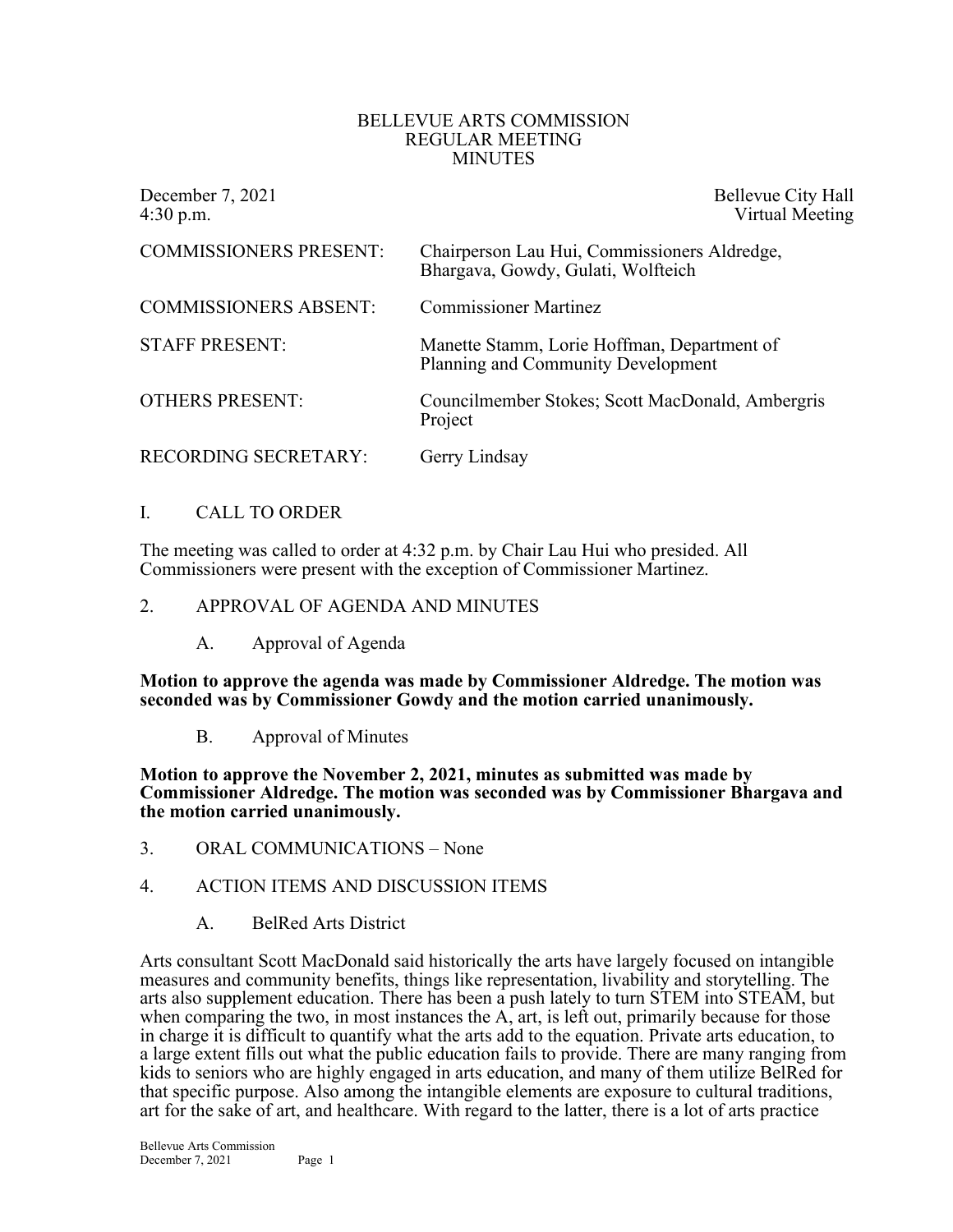# BELLEVUE ARTS COMMISSION
## REGULAR MEETING
## MINUTES

December 7, 2021 — Bellevue City Hall
4:30 p.m. — Virtual Meeting

COMMISSIONERS PRESENT: Chairperson Lau Hui, Commissioners Aldredge, Bhargava, Gowdy, Gulati, Wolfteich

COMMISSIONERS ABSENT: Commissioner Martinez

STAFF PRESENT: Manette Stamm, Lorie Hoffman, Department of Planning and Community Development

OTHERS PRESENT: Councilmember Stokes; Scott MacDonald, Ambergris Project

RECORDING SECRETARY: Gerry Lindsay

I. CALL TO ORDER

The meeting was called to order at 4:32 p.m. by Chair Lau Hui who presided. All Commissioners were present with the exception of Commissioner Martinez.

2. APPROVAL OF AGENDA AND MINUTES

A. Approval of Agenda

**Motion to approve the agenda was made by Commissioner Aldredge. The motion was seconded was by Commissioner Gowdy and the motion carried unanimously.**

B. Approval of Minutes

**Motion to approve the November 2, 2021, minutes as submitted was made by Commissioner Aldredge. The motion was seconded was by Commissioner Bhargava and the motion carried unanimously.**

3. ORAL COMMUNICATIONS – None

4. ACTION ITEMS AND DISCUSSION ITEMS

A. BelRed Arts District

Arts consultant Scott MacDonald said historically the arts have largely focused on intangible measures and community benefits, things like representation, livability and storytelling. The arts also supplement education. There has been a push lately to turn STEM into STEAM, but when comparing the two, in most instances the A, art, is left out, primarily because for those in charge it is difficult to quantify what the arts add to the equation. Private arts education, to a large extent fills out what the public education fails to provide. There are many ranging from kids to seniors who are highly engaged in arts education, and many of them utilize BelRed for that specific purpose. Also among the intangible elements are exposure to cultural traditions, art for the sake of art, and healthcare. With regard to the latter, there is a lot of arts practice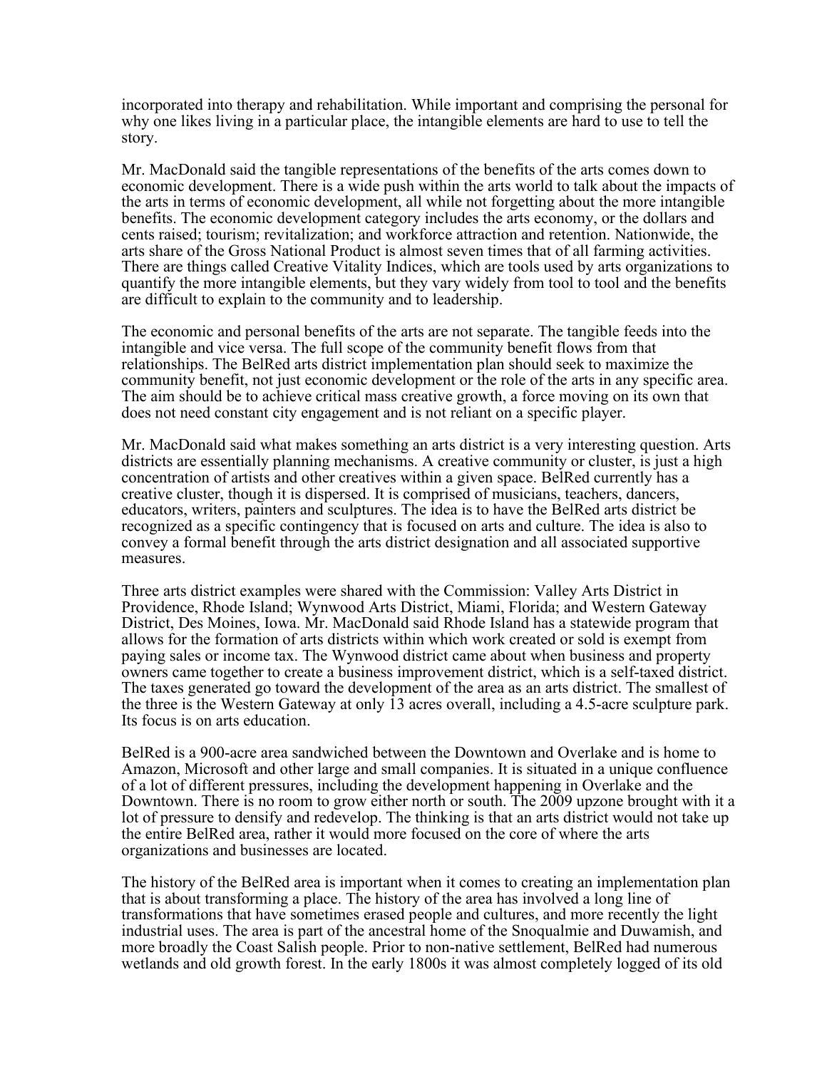incorporated into therapy and rehabilitation. While important and comprising the personal for why one likes living in a particular place, the intangible elements are hard to use to tell the story.

Mr. MacDonald said the tangible representations of the benefits of the arts comes down to economic development. There is a wide push within the arts world to talk about the impacts of the arts in terms of economic development, all while not forgetting about the more intangible benefits. The economic development category includes the arts economy, or the dollars and cents raised; tourism; revitalization; and workforce attraction and retention. Nationwide, the arts share of the Gross National Product is almost seven times that of all farming activities. There are things called Creative Vitality Indices, which are tools used by arts organizations to quantify the more intangible elements, but they vary widely from tool to tool and the benefits are difficult to explain to the community and to leadership.

The economic and personal benefits of the arts are not separate. The tangible feeds into the intangible and vice versa. The full scope of the community benefit flows from that relationships. The BelRed arts district implementation plan should seek to maximize the community benefit, not just economic development or the role of the arts in any specific area. The aim should be to achieve critical mass creative growth, a force moving on its own that does not need constant city engagement and is not reliant on a specific player.

Mr. MacDonald said what makes something an arts district is a very interesting question. Arts districts are essentially planning mechanisms. A creative community or cluster, is just a high concentration of artists and other creatives within a given space. BelRed currently has a creative cluster, though it is dispersed. It is comprised of musicians, teachers, dancers, educators, writers, painters and sculptures. The idea is to have the BelRed arts district be recognized as a specific contingency that is focused on arts and culture. The idea is also to convey a formal benefit through the arts district designation and all associated supportive measures.

Three arts district examples were shared with the Commission: Valley Arts District in Providence, Rhode Island; Wynwood Arts District, Miami, Florida; and Western Gateway District, Des Moines, Iowa. Mr. MacDonald said Rhode Island has a statewide program that allows for the formation of arts districts within which work created or sold is exempt from paying sales or income tax. The Wynwood district came about when business and property owners came together to create a business improvement district, which is a self-taxed district. The taxes generated go toward the development of the area as an arts district. The smallest of the three is the Western Gateway at only 13 acres overall, including a 4.5-acre sculpture park. Its focus is on arts education.

BelRed is a 900-acre area sandwiched between the Downtown and Overlake and is home to Amazon, Microsoft and other large and small companies. It is situated in a unique confluence of a lot of different pressures, including the development happening in Overlake and the Downtown. There is no room to grow either north or south. The 2009 upzone brought with it a lot of pressure to densify and redevelop. The thinking is that an arts district would not take up the entire BelRed area, rather it would more focused on the core of where the arts organizations and businesses are located.

The history of the BelRed area is important when it comes to creating an implementation plan that is about transforming a place. The history of the area has involved a long line of transformations that have sometimes erased people and cultures, and more recently the light industrial uses. The area is part of the ancestral home of the Snoqualmie and Duwamish, and more broadly the Coast Salish people. Prior to non-native settlement, BelRed had numerous wetlands and old growth forest. In the early 1800s it was almost completely logged of its old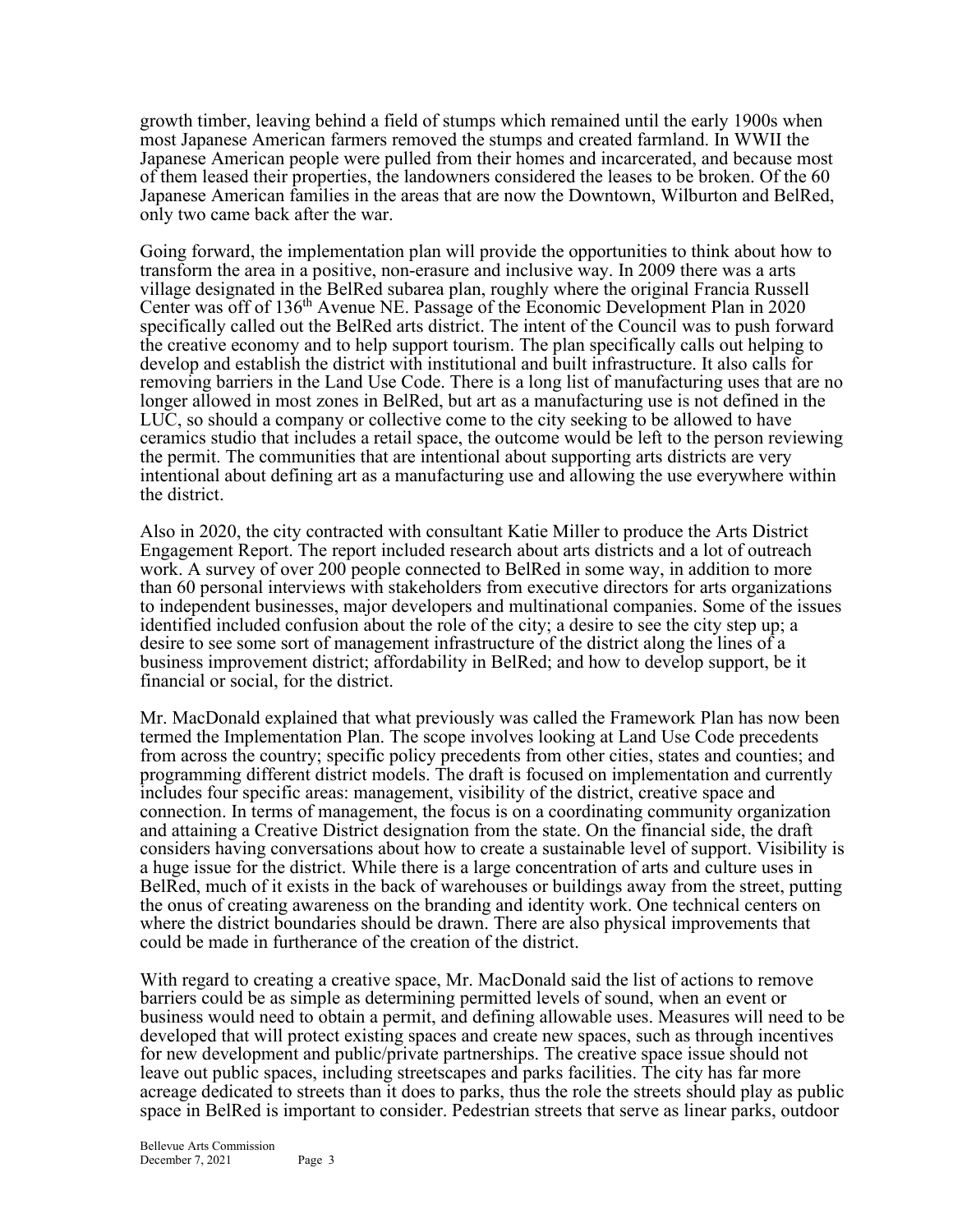growth timber, leaving behind a field of stumps which remained until the early 1900s when most Japanese American farmers removed the stumps and created farmland. In WWII the Japanese American people were pulled from their homes and incarcerated, and because most of them leased their properties, the landowners considered the leases to be broken. Of the 60 Japanese American families in the areas that are now the Downtown, Wilburton and BelRed, only two came back after the war.

Going forward, the implementation plan will provide the opportunities to think about how to transform the area in a positive, non-erasure and inclusive way. In 2009 there was a arts village designated in the BelRed subarea plan, roughly where the original Francia Russell Center was off of 136th Avenue NE. Passage of the Economic Development Plan in 2020 specifically called out the BelRed arts district. The intent of the Council was to push forward the creative economy and to help support tourism. The plan specifically calls out helping to develop and establish the district with institutional and built infrastructure. It also calls for removing barriers in the Land Use Code. There is a long list of manufacturing uses that are no longer allowed in most zones in BelRed, but art as a manufacturing use is not defined in the LUC, so should a company or collective come to the city seeking to be allowed to have ceramics studio that includes a retail space, the outcome would be left to the person reviewing the permit. The communities that are intentional about supporting arts districts are very intentional about defining art as a manufacturing use and allowing the use everywhere within the district.

Also in 2020, the city contracted with consultant Katie Miller to produce the Arts District Engagement Report. The report included research about arts districts and a lot of outreach work. A survey of over 200 people connected to BelRed in some way, in addition to more than 60 personal interviews with stakeholders from executive directors for arts organizations to independent businesses, major developers and multinational companies. Some of the issues identified included confusion about the role of the city; a desire to see the city step up; a desire to see some sort of management infrastructure of the district along the lines of a business improvement district; affordability in BelRed; and how to develop support, be it financial or social, for the district.

Mr. MacDonald explained that what previously was called the Framework Plan has now been termed the Implementation Plan. The scope involves looking at Land Use Code precedents from across the country; specific policy precedents from other cities, states and counties; and programming different district models. The draft is focused on implementation and currently includes four specific areas: management, visibility of the district, creative space and connection. In terms of management, the focus is on a coordinating community organization and attaining a Creative District designation from the state. On the financial side, the draft considers having conversations about how to create a sustainable level of support. Visibility is a huge issue for the district. While there is a large concentration of arts and culture uses in BelRed, much of it exists in the back of warehouses or buildings away from the street, putting the onus of creating awareness on the branding and identity work. One technical centers on where the district boundaries should be drawn. There are also physical improvements that could be made in furtherance of the creation of the district.

With regard to creating a creative space, Mr. MacDonald said the list of actions to remove barriers could be as simple as determining permitted levels of sound, when an event or business would need to obtain a permit, and defining allowable uses. Measures will need to be developed that will protect existing spaces and create new spaces, such as through incentives for new development and public/private partnerships. The creative space issue should not leave out public spaces, including streetscapes and parks facilities. The city has far more acreage dedicated to streets than it does to parks, thus the role the streets should play as public space in BelRed is important to consider. Pedestrian streets that serve as linear parks, outdoor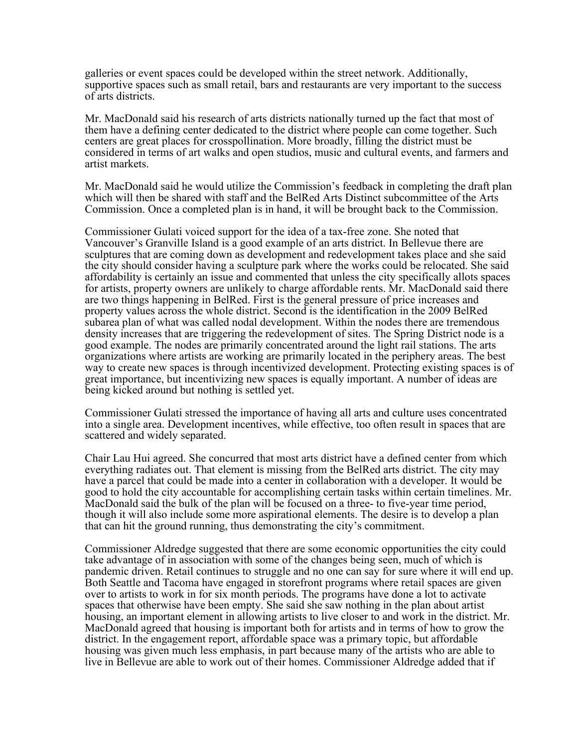galleries or event spaces could be developed within the street network. Additionally, supportive spaces such as small retail, bars and restaurants are very important to the success of arts districts.

Mr. MacDonald said his research of arts districts nationally turned up the fact that most of them have a defining center dedicated to the district where people can come together. Such centers are great places for crosspollination. More broadly, filling the district must be considered in terms of art walks and open studios, music and cultural events, and farmers and artist markets.

Mr. MacDonald said he would utilize the Commission's feedback in completing the draft plan which will then be shared with staff and the BelRed Arts Distinct subcommittee of the Arts Commission. Once a completed plan is in hand, it will be brought back to the Commission.

Commissioner Gulati voiced support for the idea of a tax-free zone. She noted that Vancouver's Granville Island is a good example of an arts district. In Bellevue there are sculptures that are coming down as development and redevelopment takes place and she said the city should consider having a sculpture park where the works could be relocated. She said affordability is certainly an issue and commented that unless the city specifically allots spaces for artists, property owners are unlikely to charge affordable rents. Mr. MacDonald said there are two things happening in BelRed. First is the general pressure of price increases and property values across the whole district. Second is the identification in the 2009 BelRed subarea plan of what was called nodal development. Within the nodes there are tremendous density increases that are triggering the redevelopment of sites. The Spring District node is a good example. The nodes are primarily concentrated around the light rail stations. The arts organizations where artists are working are primarily located in the periphery areas. The best way to create new spaces is through incentivized development. Protecting existing spaces is of great importance, but incentivizing new spaces is equally important. A number of ideas are being kicked around but nothing is settled yet.

Commissioner Gulati stressed the importance of having all arts and culture uses concentrated into a single area. Development incentives, while effective, too often result in spaces that are scattered and widely separated.

Chair Lau Hui agreed. She concurred that most arts district have a defined center from which everything radiates out. That element is missing from the BelRed arts district. The city may have a parcel that could be made into a center in collaboration with a developer. It would be good to hold the city accountable for accomplishing certain tasks within certain timelines. Mr. MacDonald said the bulk of the plan will be focused on a three- to five-year time period, though it will also include some more aspirational elements. The desire is to develop a plan that can hit the ground running, thus demonstrating the city's commitment.

Commissioner Aldredge suggested that there are some economic opportunities the city could take advantage of in association with some of the changes being seen, much of which is pandemic driven. Retail continues to struggle and no one can say for sure where it will end up. Both Seattle and Tacoma have engaged in storefront programs where retail spaces are given over to artists to work in for six month periods. The programs have done a lot to activate spaces that otherwise have been empty. She said she saw nothing in the plan about artist housing, an important element in allowing artists to live closer to and work in the district. Mr. MacDonald agreed that housing is important both for artists and in terms of how to grow the district. In the engagement report, affordable space was a primary topic, but affordable housing was given much less emphasis, in part because many of the artists who are able to live in Bellevue are able to work out of their homes. Commissioner Aldredge added that if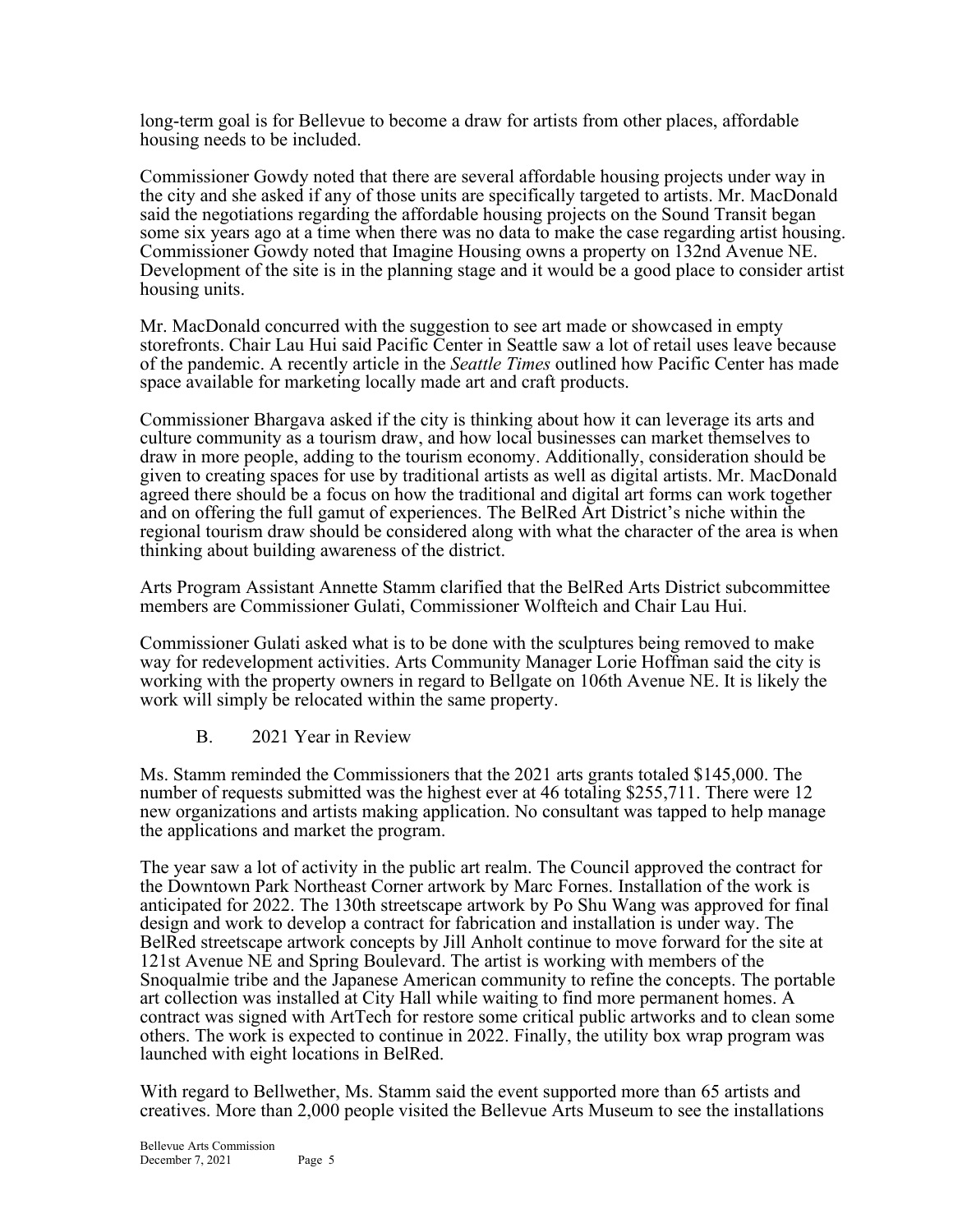long-term goal is for Bellevue to become a draw for artists from other places, affordable housing needs to be included.

Commissioner Gowdy noted that there are several affordable housing projects under way in the city and she asked if any of those units are specifically targeted to artists. Mr. MacDonald said the negotiations regarding the affordable housing projects on the Sound Transit began some six years ago at a time when there was no data to make the case regarding artist housing. Commissioner Gowdy noted that Imagine Housing owns a property on 132nd Avenue NE. Development of the site is in the planning stage and it would be a good place to consider artist housing units.

Mr. MacDonald concurred with the suggestion to see art made or showcased in empty storefronts. Chair Lau Hui said Pacific Center in Seattle saw a lot of retail uses leave because of the pandemic. A recently article in the *Seattle Times* outlined how Pacific Center has made space available for marketing locally made art and craft products.

Commissioner Bhargava asked if the city is thinking about how it can leverage its arts and culture community as a tourism draw, and how local businesses can market themselves to draw in more people, adding to the tourism economy. Additionally, consideration should be given to creating spaces for use by traditional artists as well as digital artists. Mr. MacDonald agreed there should be a focus on how the traditional and digital art forms can work together and on offering the full gamut of experiences. The BelRed Art District's niche within the regional tourism draw should be considered along with what the character of the area is when thinking about building awareness of the district.

Arts Program Assistant Annette Stamm clarified that the BelRed Arts District subcommittee members are Commissioner Gulati, Commissioner Wolfteich and Chair Lau Hui.

Commissioner Gulati asked what is to be done with the sculptures being removed to make way for redevelopment activities. Arts Community Manager Lorie Hoffman said the city is working with the property owners in regard to Bellgate on 106th Avenue NE. It is likely the work will simply be relocated within the same property.

B. 2021 Year in Review

Ms. Stamm reminded the Commissioners that the 2021 arts grants totaled $145,000. The number of requests submitted was the highest ever at 46 totaling $255,711. There were 12 new organizations and artists making application. No consultant was tapped to help manage the applications and market the program.

The year saw a lot of activity in the public art realm. The Council approved the contract for the Downtown Park Northeast Corner artwork by Marc Fornes. Installation of the work is anticipated for 2022. The 130th streetscape artwork by Po Shu Wang was approved for final design and work to develop a contract for fabrication and installation is under way. The BelRed streetscape artwork concepts by Jill Anholt continue to move forward for the site at 121st Avenue NE and Spring Boulevard. The artist is working with members of the Snoqualmie tribe and the Japanese American community to refine the concepts. The portable art collection was installed at City Hall while waiting to find more permanent homes. A contract was signed with ArtTech for restore some critical public artworks and to clean some others. The work is expected to continue in 2022. Finally, the utility box wrap program was launched with eight locations in BelRed.

With regard to Bellwether, Ms. Stamm said the event supported more than 65 artists and creatives. More than 2,000 people visited the Bellevue Arts Museum to see the installations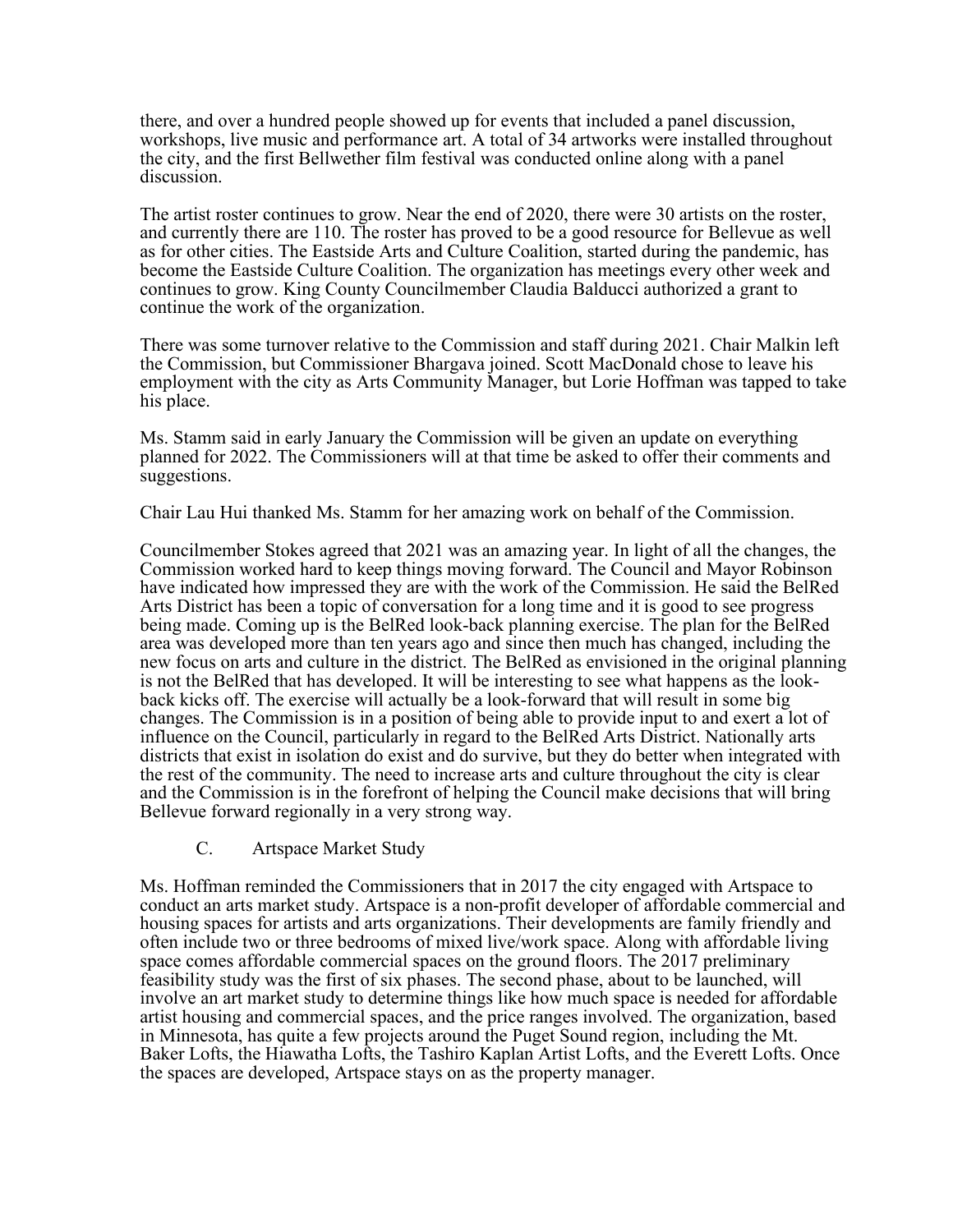there, and over a hundred people showed up for events that included a panel discussion, workshops, live music and performance art. A total of 34 artworks were installed throughout the city, and the first Bellwether film festival was conducted online along with a panel discussion.

The artist roster continues to grow. Near the end of 2020, there were 30 artists on the roster, and currently there are 110. The roster has proved to be a good resource for Bellevue as well as for other cities. The Eastside Arts and Culture Coalition, started during the pandemic, has become the Eastside Culture Coalition. The organization has meetings every other week and continues to grow. King County Councilmember Claudia Balducci authorized a grant to continue the work of the organization.

There was some turnover relative to the Commission and staff during 2021. Chair Malkin left the Commission, but Commissioner Bhargava joined. Scott MacDonald chose to leave his employment with the city as Arts Community Manager, but Lorie Hoffman was tapped to take his place.

Ms. Stamm said in early January the Commission will be given an update on everything planned for 2022. The Commissioners will at that time be asked to offer their comments and suggestions.

Chair Lau Hui thanked Ms. Stamm for her amazing work on behalf of the Commission.

Councilmember Stokes agreed that 2021 was an amazing year. In light of all the changes, the Commission worked hard to keep things moving forward. The Council and Mayor Robinson have indicated how impressed they are with the work of the Commission. He said the BelRed Arts District has been a topic of conversation for a long time and it is good to see progress being made. Coming up is the BelRed look-back planning exercise. The plan for the BelRed area was developed more than ten years ago and since then much has changed, including the new focus on arts and culture in the district. The BelRed as envisioned in the original planning is not the BelRed that has developed. It will be interesting to see what happens as the look-back kicks off. The exercise will actually be a look-forward that will result in some big changes. The Commission is in a position of being able to provide input to and exert a lot of influence on the Council, particularly in regard to the BelRed Arts District. Nationally arts districts that exist in isolation do exist and do survive, but they do better when integrated with the rest of the community. The need to increase arts and culture throughout the city is clear and the Commission is in the forefront of helping the Council make decisions that will bring Bellevue forward regionally in a very strong way.

C. Artspace Market Study

Ms. Hoffman reminded the Commissioners that in 2017 the city engaged with Artspace to conduct an arts market study. Artspace is a non-profit developer of affordable commercial and housing spaces for artists and arts organizations. Their developments are family friendly and often include two or three bedrooms of mixed live/work space. Along with affordable living space comes affordable commercial spaces on the ground floors. The 2017 preliminary feasibility study was the first of six phases. The second phase, about to be launched, will involve an art market study to determine things like how much space is needed for affordable artist housing and commercial spaces, and the price ranges involved. The organization, based in Minnesota, has quite a few projects around the Puget Sound region, including the Mt. Baker Lofts, the Hiawatha Lofts, the Tashiro Kaplan Artist Lofts, and the Everett Lofts. Once the spaces are developed, Artspace stays on as the property manager.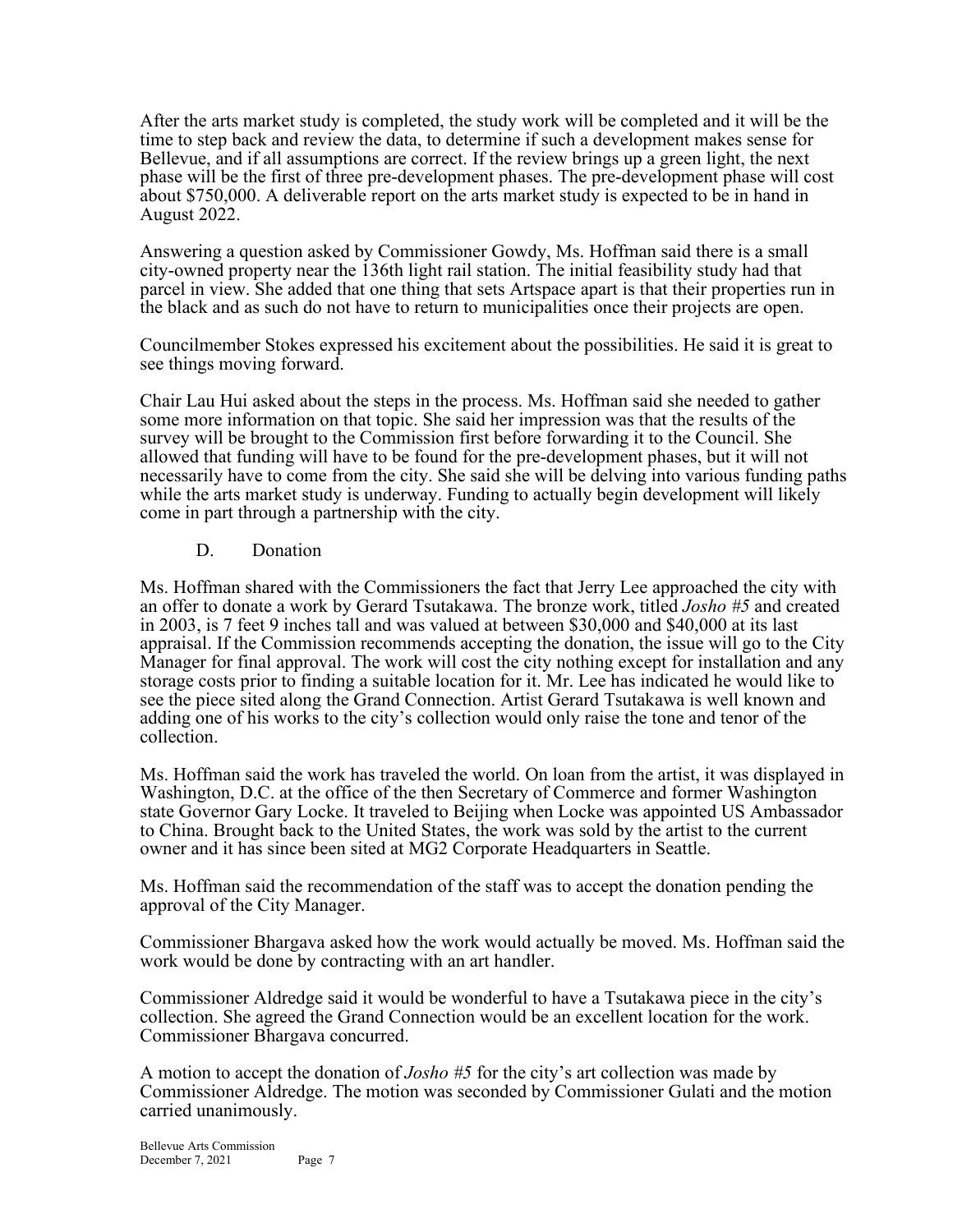After the arts market study is completed, the study work will be completed and it will be the time to step back and review the data, to determine if such a development makes sense for Bellevue, and if all assumptions are correct. If the review brings up a green light, the next phase will be the first of three pre-development phases. The pre-development phase will cost about $750,000. A deliverable report on the arts market study is expected to be in hand in August 2022.

Answering a question asked by Commissioner Gowdy, Ms. Hoffman said there is a small city-owned property near the 136th light rail station. The initial feasibility study had that parcel in view. She added that one thing that sets Artspace apart is that their properties run in the black and as such do not have to return to municipalities once their projects are open.

Councilmember Stokes expressed his excitement about the possibilities. He said it is great to see things moving forward.

Chair Lau Hui asked about the steps in the process. Ms. Hoffman said she needed to gather some more information on that topic. She said her impression was that the results of the survey will be brought to the Commission first before forwarding it to the Council. She allowed that funding will have to be found for the pre-development phases, but it will not necessarily have to come from the city. She said she will be delving into various funding paths while the arts market study is underway. Funding to actually begin development will likely come in part through a partnership with the city.

D. Donation

Ms. Hoffman shared with the Commissioners the fact that Jerry Lee approached the city with an offer to donate a work by Gerard Tsutakawa. The bronze work, titled *Josho #5* and created in 2003, is 7 feet 9 inches tall and was valued at between $30,000 and $40,000 at its last appraisal. If the Commission recommends accepting the donation, the issue will go to the City Manager for final approval. The work will cost the city nothing except for installation and any storage costs prior to finding a suitable location for it. Mr. Lee has indicated he would like to see the piece sited along the Grand Connection. Artist Gerard Tsutakawa is well known and adding one of his works to the city's collection would only raise the tone and tenor of the collection.

Ms. Hoffman said the work has traveled the world. On loan from the artist, it was displayed in Washington, D.C. at the office of the then Secretary of Commerce and former Washington state Governor Gary Locke. It traveled to Beijing when Locke was appointed US Ambassador to China. Brought back to the United States, the work was sold by the artist to the current owner and it has since been sited at MG2 Corporate Headquarters in Seattle.

Ms. Hoffman said the recommendation of the staff was to accept the donation pending the approval of the City Manager.

Commissioner Bhargava asked how the work would actually be moved. Ms. Hoffman said the work would be done by contracting with an art handler.

Commissioner Aldredge said it would be wonderful to have a Tsutakawa piece in the city's collection. She agreed the Grand Connection would be an excellent location for the work. Commissioner Bhargava concurred.

A motion to accept the donation of *Josho #5* for the city's art collection was made by Commissioner Aldredge. The motion was seconded by Commissioner Gulati and the motion carried unanimously.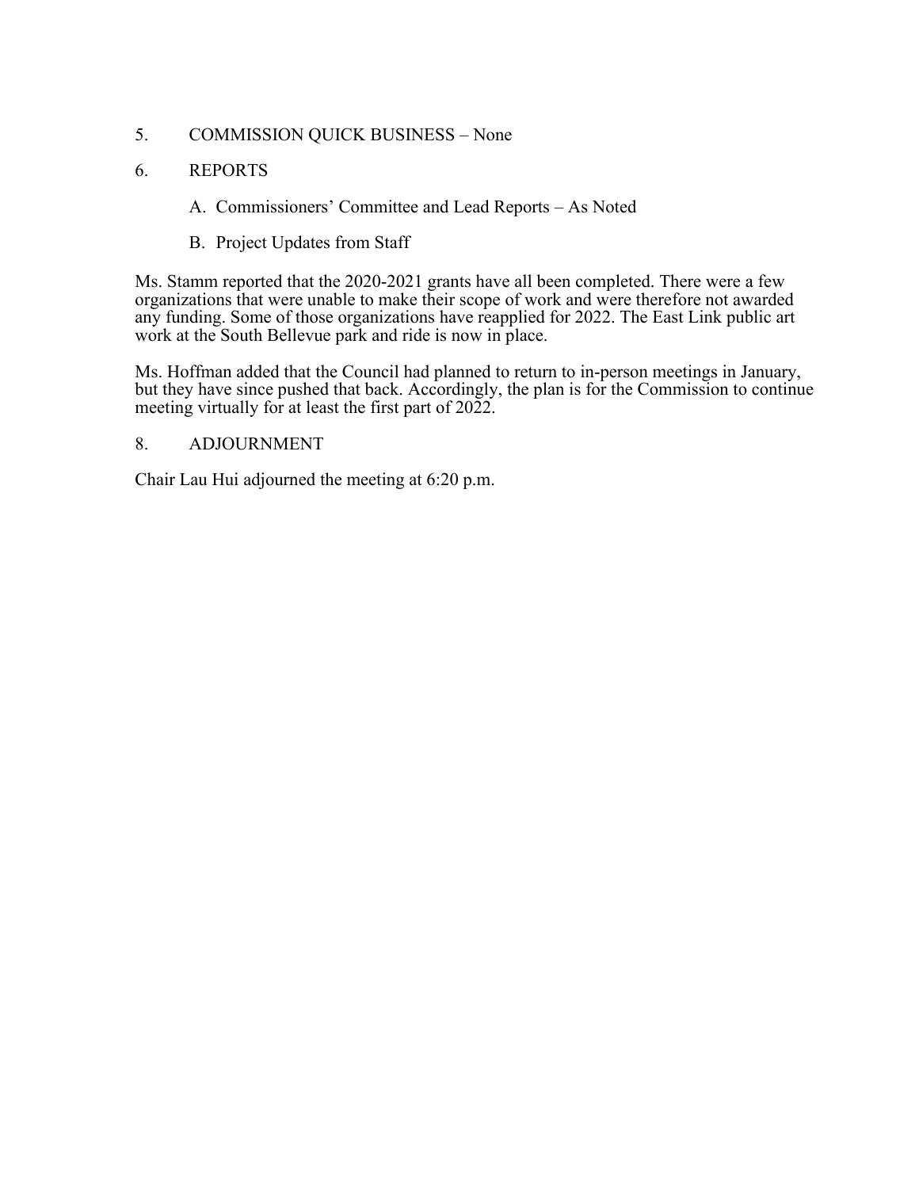5. COMMISSION QUICK BUSINESS – None

6. REPORTS

   A. Commissioners' Committee and Lead Reports – As Noted

   B. Project Updates from Staff

Ms. Stamm reported that the 2020-2021 grants have all been completed. There were a few organizations that were unable to make their scope of work and were therefore not awarded any funding. Some of those organizations have reapplied for 2022. The East Link public art work at the South Bellevue park and ride is now in place.

Ms. Hoffman added that the Council had planned to return to in-person meetings in January, but they have since pushed that back. Accordingly, the plan is for the Commission to continue meeting virtually for at least the first part of 2022.

8. ADJOURNMENT

Chair Lau Hui adjourned the meeting at 6:20 p.m.